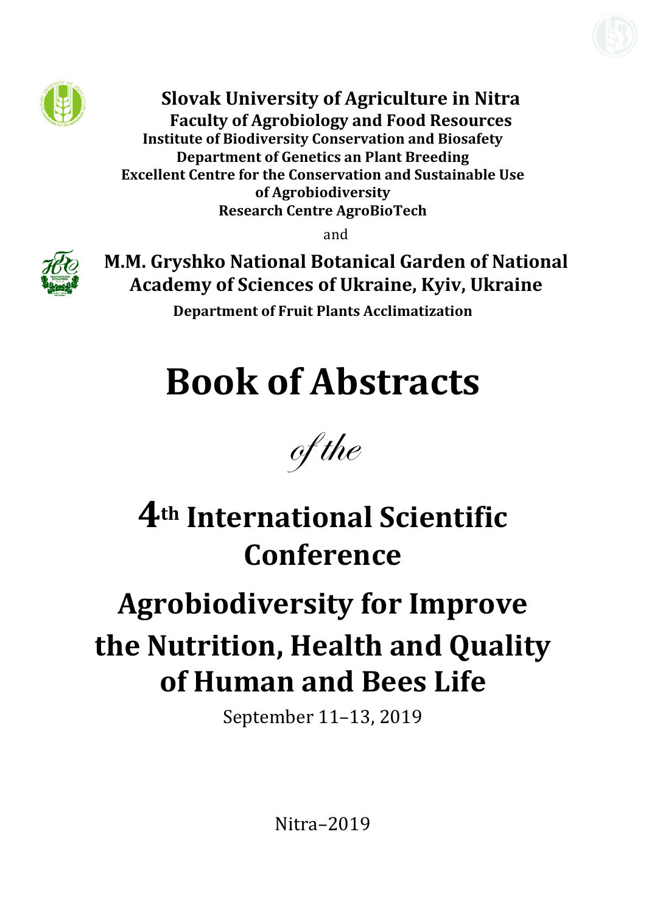**Slovak University of Agriculture in Nitra**
**Faculty of Agrobiology and Food Resources**
**Institute of Biodiversity Conservation and Biosafety**
**Department of Genetics an Plant Breeding**
**Excellent Centre for the Conservation and Sustainable Use of Agrobiodiversity**
**Research Centre AgroBioTech**

and

**M.M. Gryshko National Botanical Garden of National Academy of Sciences of Ukraine, Kyiv, Ukraine**
**Department of Fruit Plants Acclimatization**

# Book of Abstracts

*of the*

# 4th International Scientific Conference

# Agrobiodiversity for Improve the Nutrition, Health and Quality of Human and Bees Life

September 11–13, 2019

Nitra–2019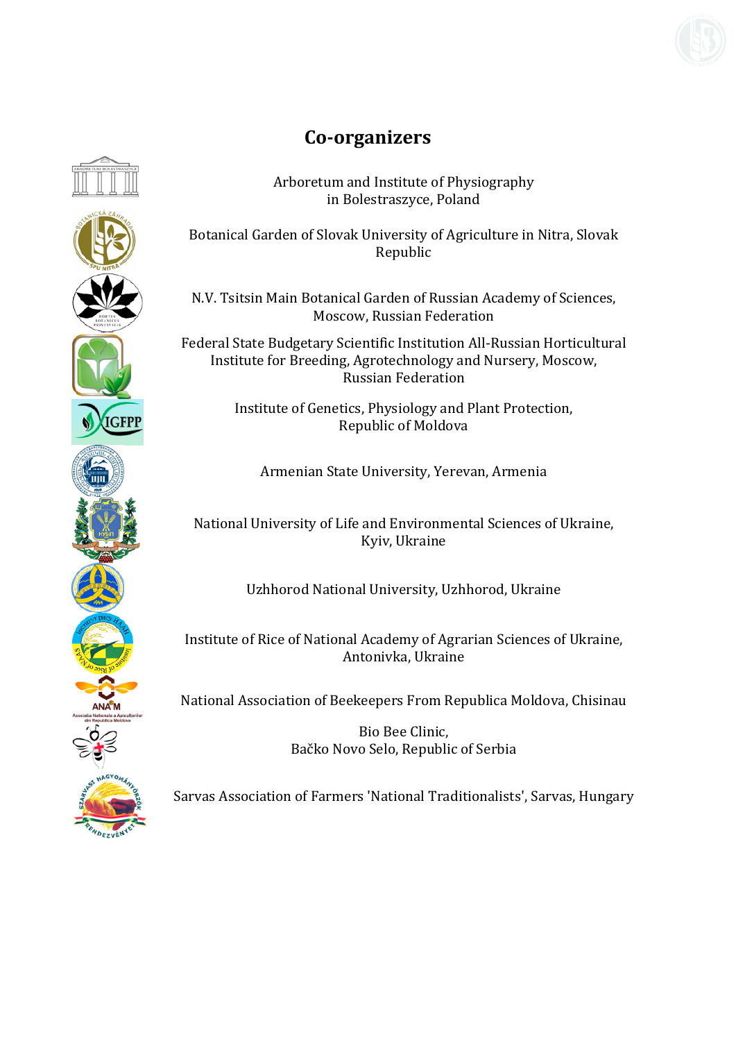# Co-organizers

Arboretum and Institute of Physiography
in Bolestraszyce, Poland

Botanical Garden of Slovak University of Agriculture in Nitra, Slovak Republic

N.V. Tsitsin Main Botanical Garden of Russian Academy of Sciences, Moscow, Russian Federation

Federal State Budgetary Scientific Institution All-Russian Horticultural Institute for Breeding, Agrotechnology and Nursery, Moscow, Russian Federation

Institute of Genetics, Physiology and Plant Protection, Republic of Moldova

Armenian State University, Yerevan, Armenia

National University of Life and Environmental Sciences of Ukraine, Kyiv, Ukraine

Uzhhorod National University, Uzhhorod, Ukraine

Institute of Rice of National Academy of Agrarian Sciences of Ukraine, Antonivka, Ukraine

National Association of Beekeepers From Republica Moldova, Chisinau

Bio Bee Clinic,
Bačko Novo Selo, Republic of Serbia

Sarvas Association of Farmers 'National Traditionalists', Sarvas, Hungary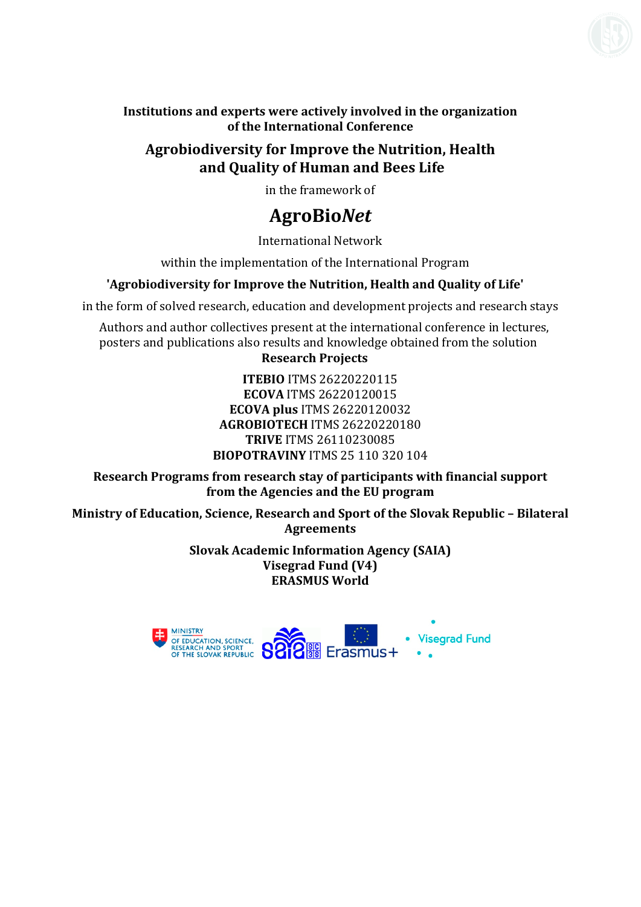**Institutions and experts were actively involved in the organization of the International Conference**

## Agrobiodiversity for Improve the Nutrition, Health and Quality of Human and Bees Life

in the framework of

# AgroBio*Net*

International Network

within the implementation of the International Program

**'Agrobiodiversity for Improve the Nutrition, Health and Quality of Life'**

in the form of solved research, education and development projects and research stays

Authors and author collectives present at the international conference in lectures, posters and publications also results and knowledge obtained from the solution

**Research Projects**

**ITEBIO** ITMS 26220220115
**ECOVA** ITMS 26220120015
**ECOVA plus** ITMS 26220120032
**AGROBIOTECH** ITMS 26220220180
**TRIVE** ITMS 26110230085
**BIOPOTRAVINY** ITMS 25 110 320 104

**Research Programs from research stay of participants with financial support from the Agencies and the EU program**

**Ministry of Education, Science, Research and Sport of the Slovak Republic – Bilateral Agreements**

**Slovak Academic Information Agency (SAIA)**
**Visegrad Fund (V4)**
**ERASMUS World**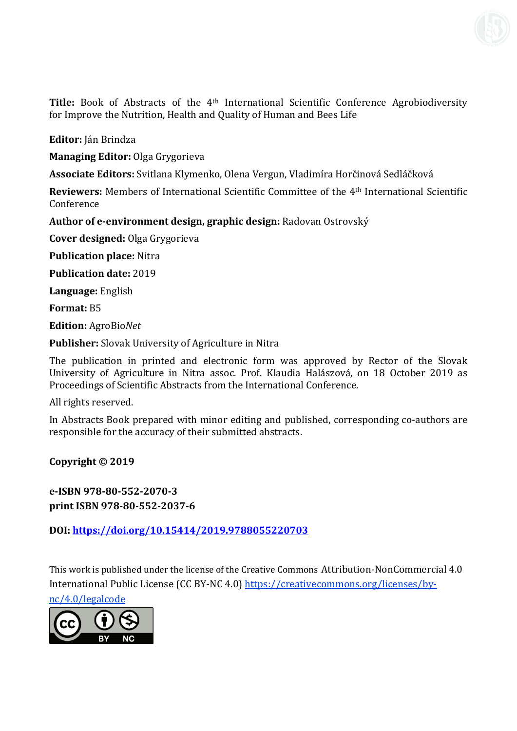**Title:** Book of Abstracts of the 4th International Scientific Conference Agrobiodiversity for Improve the Nutrition, Health and Quality of Human and Bees Life

**Editor:** Ján Brindza

**Managing Editor:** Olga Grygorieva

**Associate Editors:** Svitlana Klymenko, Olena Vergun, Vladimíra Horčinová Sedláčková

**Reviewers:** Members of International Scientific Committee of the 4th International Scientific Conference

**Author of e-environment design, graphic design:** Radovan Ostrovský

**Cover designed:** Olga Grygorieva

**Publication place:** Nitra

**Publication date:** 2019

**Language:** English

**Format:** B5

**Edition:** AgroBio*Net*

**Publisher:** Slovak University of Agriculture in Nitra

The publication in printed and electronic form was approved by Rector of the Slovak University of Agriculture in Nitra assoc. Prof. Klaudia Halászová, on 18 October 2019 as Proceedings of Scientific Abstracts from the International Conference.

All rights reserved.

In Abstracts Book prepared with minor editing and published, corresponding co-authors are responsible for the accuracy of their submitted abstracts.

**Copyright © 2019**

**e-ISBN 978-80-552-2070-3**
**print ISBN 978-80-552-2037-6**

**DOI: https://doi.org/10.15414/2019.9788055220703**

This work is published under the license of the Creative Commons Attribution-NonCommercial 4.0 International Public License (CC BY-NC 4.0) https://creativecommons.org/licenses/by-nc/4.0/legalcode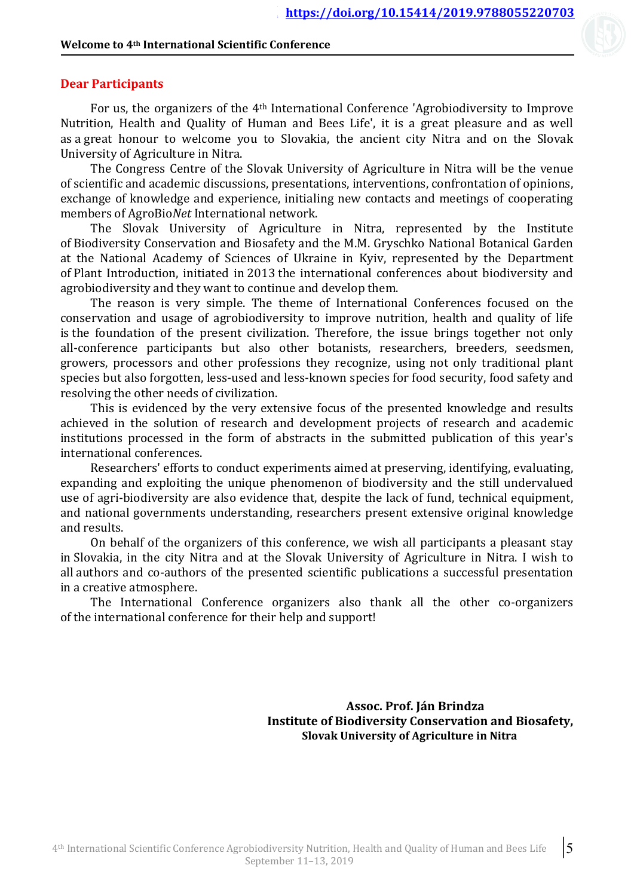## Dear Participants

For us, the organizers of the 4th International Conference 'Agrobiodiversity to Improve Nutrition, Health and Quality of Human and Bees Life', it is a great pleasure and as well as a great honour to welcome you to Slovakia, the ancient city Nitra and on the Slovak University of Agriculture in Nitra.

The Congress Centre of the Slovak University of Agriculture in Nitra will be the venue of scientific and academic discussions, presentations, interventions, confrontation of opinions, exchange of knowledge and experience, initialing new contacts and meetings of cooperating members of AgroBio*Net* International network.

The Slovak University of Agriculture in Nitra, represented by the Institute of Biodiversity Conservation and Biosafety and the M.M. Gryschko National Botanical Garden at the National Academy of Sciences of Ukraine in Kyiv, represented by the Department of Plant Introduction, initiated in 2013 the international conferences about biodiversity and agrobiodiversity and they want to continue and develop them.

The reason is very simple. The theme of International Conferences focused on the conservation and usage of agrobiodiversity to improve nutrition, health and quality of life is the foundation of the present civilization. Therefore, the issue brings together not only all-conference participants but also other botanists, researchers, breeders, seedsmen, growers, processors and other professions they recognize, using not only traditional plant species but also forgotten, less-used and less-known species for food security, food safety and resolving the other needs of civilization.

This is evidenced by the very extensive focus of the presented knowledge and results achieved in the solution of research and development projects of research and academic institutions processed in the form of abstracts in the submitted publication of this year's international conferences.

Researchers' efforts to conduct experiments aimed at preserving, identifying, evaluating, expanding and exploiting the unique phenomenon of biodiversity and the still undervalued use of agri-biodiversity are also evidence that, despite the lack of fund, technical equipment, and national governments understanding, researchers present extensive original knowledge and results.

On behalf of the organizers of this conference, we wish all participants a pleasant stay in Slovakia, in the city Nitra and at the Slovak University of Agriculture in Nitra. I wish to all authors and co-authors of the presented scientific publications a successful presentation in a creative atmosphere.

The International Conference organizers also thank all the other co-organizers of the international conference for their help and support!

**Assoc. Prof. Ján Brindza**
**Institute of Biodiversity Conservation and Biosafety,**
**Slovak University of Agriculture in Nitra**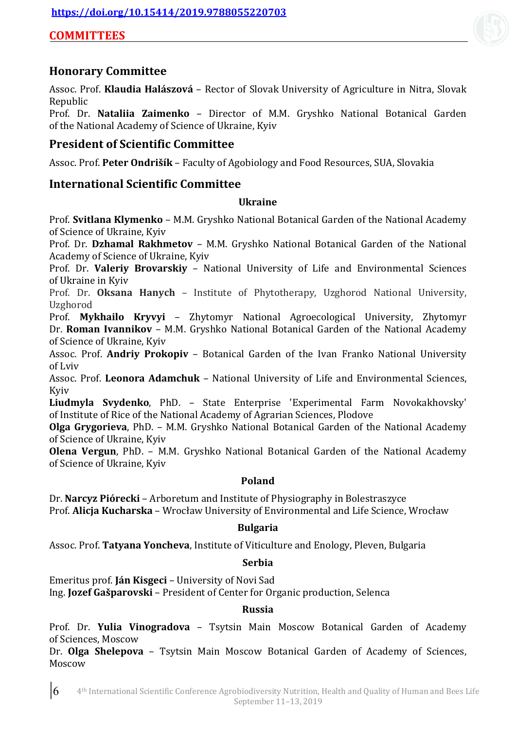https://doi.org/10.15414/2019.9788055220703

# COMMITTEES

## Honorary Committee

Assoc. Prof. **Klaudia Halászová** – Rector of Slovak University of Agriculture in Nitra, Slovak Republic
Prof. Dr. **Nataliia Zaimenko** – Director of M.M. Gryshko National Botanical Garden of the National Academy of Science of Ukraine, Kyiv

## President of Scientific Committee

Assoc. Prof. **Peter Ondrišík** – Faculty of Agobiology and Food Resources, SUA, Slovakia

## International Scientific Committee

### Ukraine

Prof. **Svitlana Klymenko** – M.M. Gryshko National Botanical Garden of the National Academy of Science of Ukraine, Kyiv
Prof. Dr. **Dzhamal Rakhmetov** – M.M. Gryshko National Botanical Garden of the National Academy of Science of Ukraine, Kyiv
Prof. Dr. **Valeriy Brovarskiy** – National University of Life and Environmental Sciences of Ukraine in Kyiv
Prof. Dr. **Oksana Hanych** – Institute of Phytotherapy, Uzghorod National University, Uzghorod
Prof. **Mykhailo Kryvyi** – Zhytomyr National Agroecological University, Zhytomyr
Dr. **Roman Ivannikov** – M.M. Gryshko National Botanical Garden of the National Academy of Science of Ukraine, Kyiv
Assoc. Prof. **Andriy Prokopiv** – Botanical Garden of the Ivan Franko National University of Lviv
Assoc. Prof. **Leonora Adamchuk** – National University of Life and Environmental Sciences, Kyiv
**Liudmyla Svydenko**, PhD. – State Enterprise 'Experimental Farm Novokakhovsky' of Institute of Rice of the National Academy of Agrarian Sciences, Plodove
**Olga Grygorieva**, PhD. – M.M. Gryshko National Botanical Garden of the National Academy of Science of Ukraine, Kyiv
**Olena Vergun**, PhD. – M.M. Gryshko National Botanical Garden of the National Academy of Science of Ukraine, Kyiv

### Poland

Dr. **Narcyz Piórecki** – Arboretum and Institute of Physiography in Bolestraszyce
Prof. **Alicja Kucharska** – Wrocław University of Environmental and Life Science, Wrocław

### Bulgaria

Assoc. Prof. **Tatyana Yoncheva**, Institute of Viticulture and Enology, Pleven, Bulgaria

### Serbia

Emeritus prof. **Ján Kisgeci** – University of Novi Sad
Ing. **Jozef Gašparovski** – President of Center for Organic production, Selenca

### Russia

Prof. Dr. **Yulia Vinogradova** – Tsytsin Main Moscow Botanical Garden of Academy of Sciences, Moscow
Dr. **Olga Shelepova** – Tsytsin Main Moscow Botanical Garden of Academy of Sciences, Moscow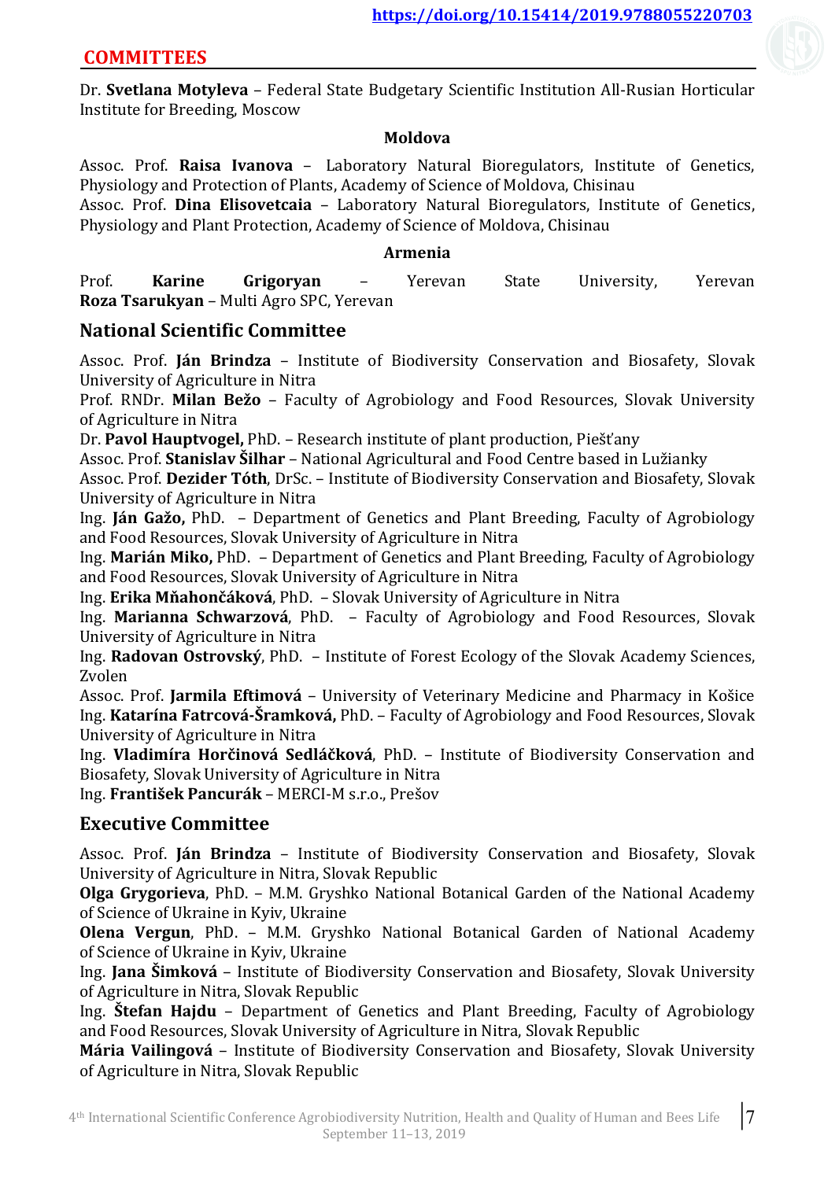## COMMITTEES

Dr. **Svetlana Motyleva** – Federal State Budgetary Scientific Institution All-Rusian Horticular Institute for Breeding, Moscow

**Moldova**

Assoc. Prof. **Raisa Ivanova** – Laboratory Natural Bioregulators, Institute of Genetics, Physiology and Protection of Plants, Academy of Science of Moldova, Chisinau
Assoc. Prof. **Dina Elisovetcaia** – Laboratory Natural Bioregulators, Institute of Genetics, Physiology and Plant Protection, Academy of Science of Moldova, Chisinau

**Armenia**

Prof. **Karine Grigoryan** – Yerevan State University, Yerevan
**Roza Tsarukyan** – Multi Agro SPC, Yerevan

### National Scientific Committee

Assoc. Prof. **Ján Brindza** – Institute of Biodiversity Conservation and Biosafety, Slovak University of Agriculture in Nitra
Prof. RNDr. **Milan Bežo** – Faculty of Agrobiology and Food Resources, Slovak University of Agriculture in Nitra
Dr. **Pavol Hauptvogel,** PhD. – Research institute of plant production, Piešťany
Assoc. Prof. **Stanislav Šilhar** – National Agricultural and Food Centre based in Lužianky
Assoc. Prof. **Dezider Tóth**, DrSc. – Institute of Biodiversity Conservation and Biosafety, Slovak University of Agriculture in Nitra
Ing. **Ján Gažo,** PhD. – Department of Genetics and Plant Breeding, Faculty of Agrobiology and Food Resources, Slovak University of Agriculture in Nitra
Ing. **Marián Miko,** PhD. – Department of Genetics and Plant Breeding, Faculty of Agrobiology and Food Resources, Slovak University of Agriculture in Nitra
Ing. **Erika Mňahončáková**, PhD. – Slovak University of Agriculture in Nitra
Ing. **Marianna Schwarzová**, PhD. – Faculty of Agrobiology and Food Resources, Slovak University of Agriculture in Nitra
Ing. **Radovan Ostrovský**, PhD. – Institute of Forest Ecology of the Slovak Academy Sciences, Zvolen
Assoc. Prof. **Jarmila Eftimová** – University of Veterinary Medicine and Pharmacy in Košice
Ing. **Katarína Fatrcová-Šramková,** PhD. – Faculty of Agrobiology and Food Resources, Slovak University of Agriculture in Nitra
Ing. **Vladimíra Horčinová Sedláčková**, PhD. – Institute of Biodiversity Conservation and Biosafety, Slovak University of Agriculture in Nitra
Ing. **František Pancurák** – MERCI-M s.r.o., Prešov

### Executive Committee

Assoc. Prof. **Ján Brindza** – Institute of Biodiversity Conservation and Biosafety, Slovak University of Agriculture in Nitra, Slovak Republic
**Olga Grygorieva**, PhD. – M.M. Gryshko National Botanical Garden of the National Academy of Science of Ukraine in Kyiv, Ukraine
**Olena Vergun**, PhD. – M.M. Gryshko National Botanical Garden of National Academy of Science of Ukraine in Kyiv, Ukraine
Ing. **Jana Šimková** – Institute of Biodiversity Conservation and Biosafety, Slovak University of Agriculture in Nitra, Slovak Republic
Ing. **Štefan Hajdu** – Department of Genetics and Plant Breeding, Faculty of Agrobiology and Food Resources, Slovak University of Agriculture in Nitra, Slovak Republic
**Mária Vailingová** – Institute of Biodiversity Conservation and Biosafety, Slovak University of Agriculture in Nitra, Slovak Republic